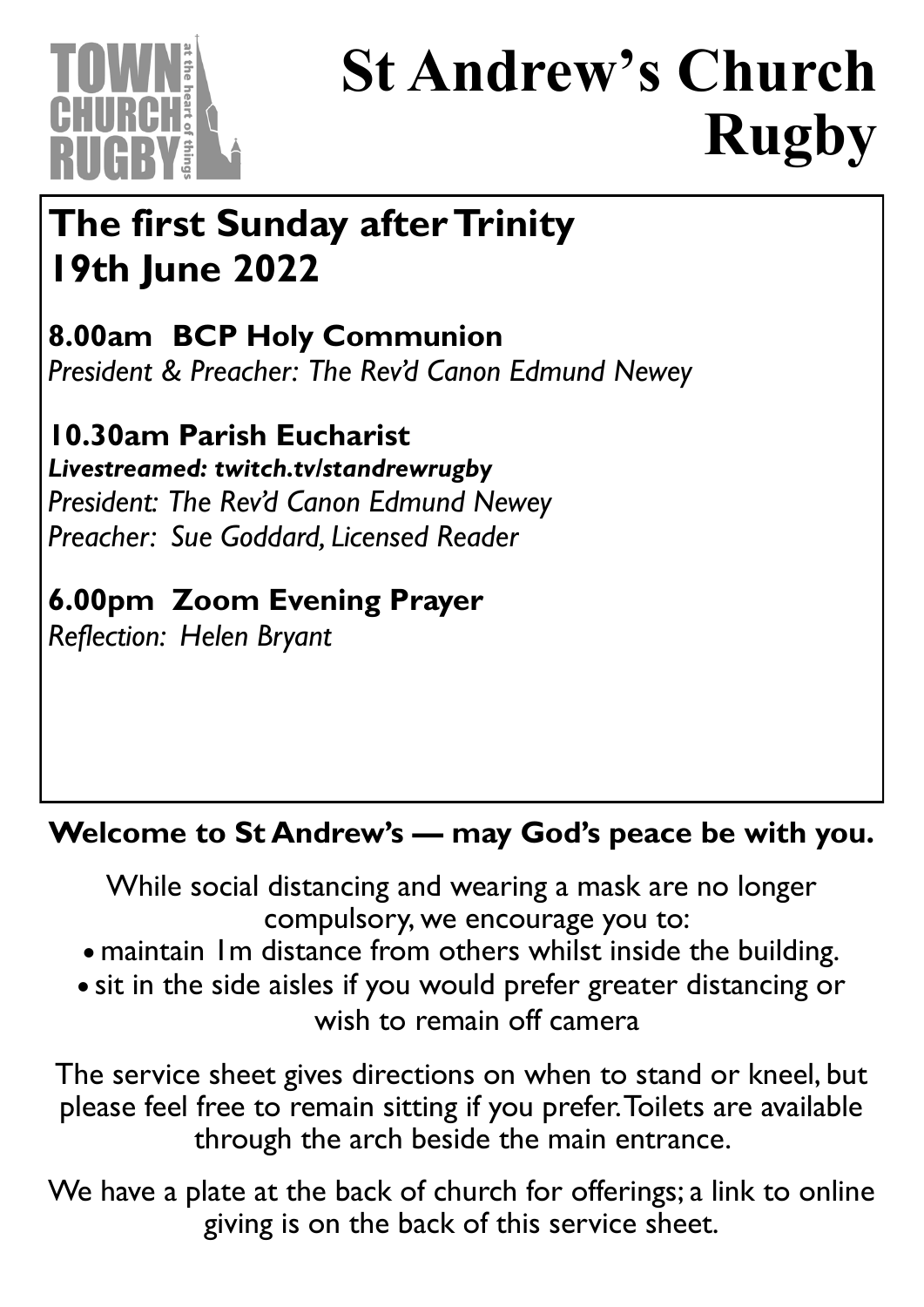TOWN CHURCH RUGBY — at the heart of things

# St Andrew's Church Rugby

## The first Sunday after Trinity 19th June 2022

**8.00am BCP Holy Communion**
*President & Preacher: The Rev'd Canon Edmund Newey*

**10.30am Parish Eucharist**
***Livestreamed: twitch.tv/standrewrugby***
*President: The Rev'd Canon Edmund Newey*
*Preacher: Sue Goddard, Licensed Reader*

**6.00pm Zoom Evening Prayer**
*Reflection: Helen Bryant*

**Welcome to St Andrew's — may God's peace be with you.**

While social distancing and wearing a mask are no longer compulsory, we encourage you to:

- maintain 1m distance from others whilst inside the building.
- sit in the side aisles if you would prefer greater distancing or wish to remain off camera

The service sheet gives directions on when to stand or kneel, but please feel free to remain sitting if you prefer. Toilets are available through the arch beside the main entrance.

We have a plate at the back of church for offerings; a link to online giving is on the back of this service sheet.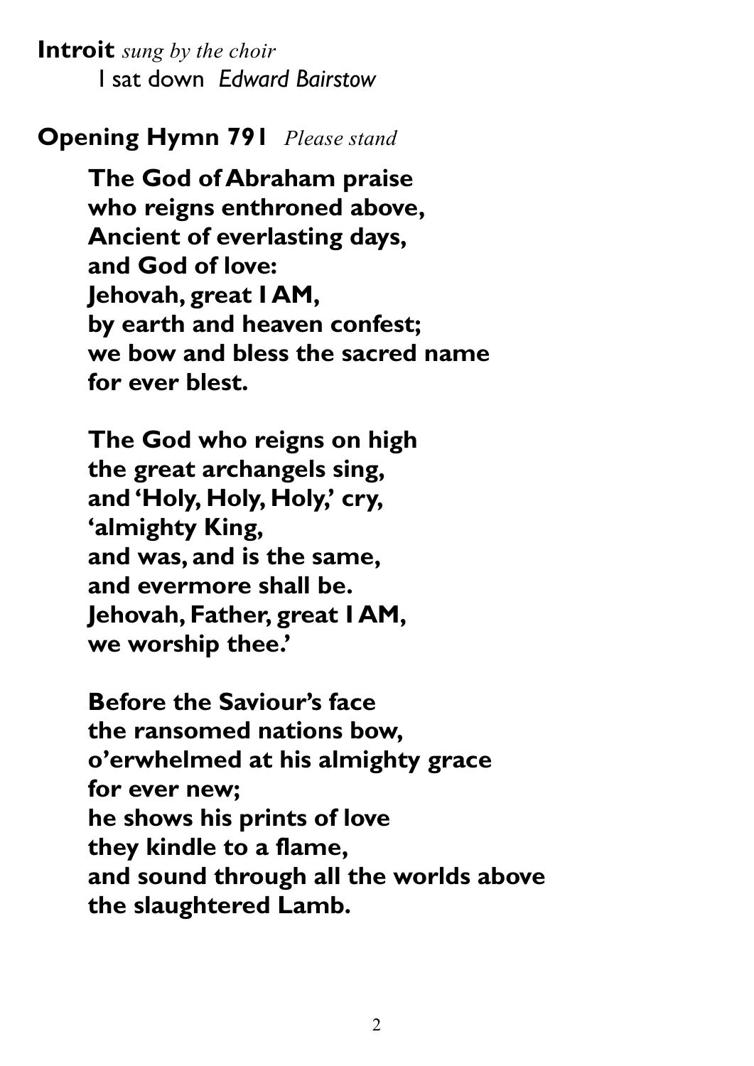**Introit** *sung by the choir*
I sat down *Edward Bairstow*

**Opening Hymn 791** *Please stand*

**The God of Abraham praise
who reigns enthroned above,
Ancient of everlasting days,
and God of love:
Jehovah, great I AM,
by earth and heaven confest;
we bow and bless the sacred name
for ever blest.**

**The God who reigns on high
the great archangels sing,
and 'Holy, Holy, Holy,' cry,
'almighty King,
and was, and is the same,
and evermore shall be.
Jehovah, Father, great I AM,
we worship thee.'**

**Before the Saviour's face
the ransomed nations bow,
o'erwhelmed at his almighty grace
for ever new;
he shows his prints of love
they kindle to a flame,
and sound through all the worlds above
the slaughtered Lamb.**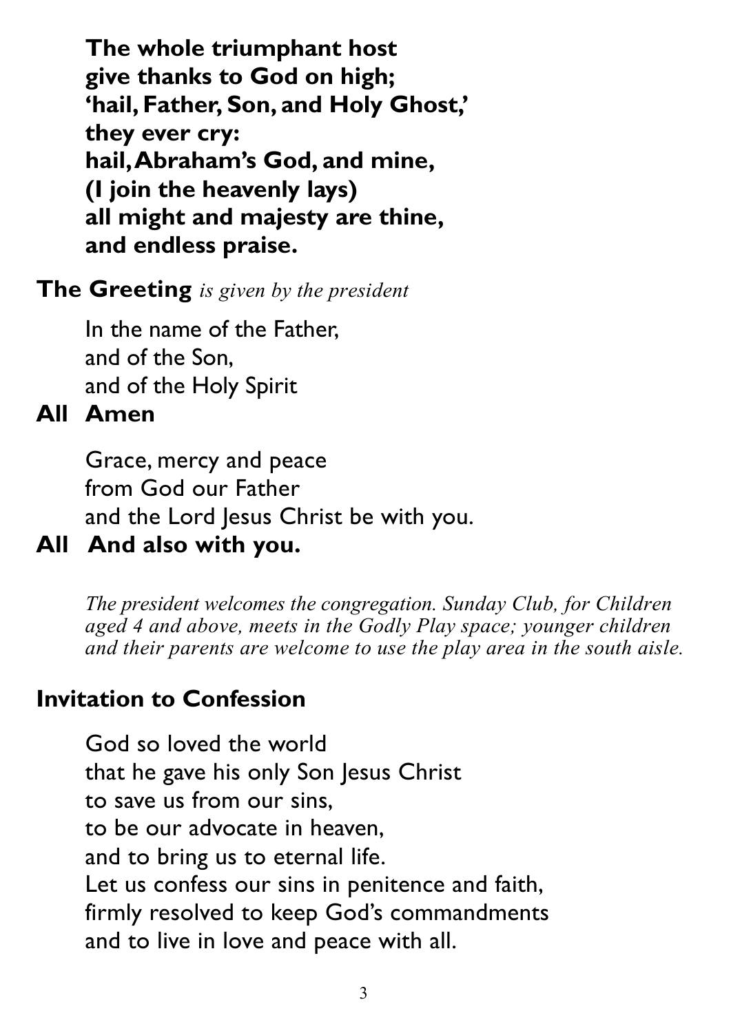**The whole triumphant host**
**give thanks to God on high;**
**'hail, Father, Son, and Holy Ghost,'**
**they ever cry:**
**hail, Abraham's God, and mine,**
**(I join the heavenly lays)**
**all might and majesty are thine,**
**and endless praise.**

**The Greeting** *is given by the president*

In the name of the Father,
and of the Son,
and of the Holy Spirit

**All Amen**

Grace, mercy and peace
from God our Father
and the Lord Jesus Christ be with you.

**All And also with you.**

*The president welcomes the congregation. Sunday Club, for Children aged 4 and above, meets in the Godly Play space; younger children and their parents are welcome to use the play area in the south aisle.*

**Invitation to Confession**

God so loved the world
that he gave his only Son Jesus Christ
to save us from our sins,
to be our advocate in heaven,
and to bring us to eternal life.
Let us confess our sins in penitence and faith,
firmly resolved to keep God's commandments
and to live in love and peace with all.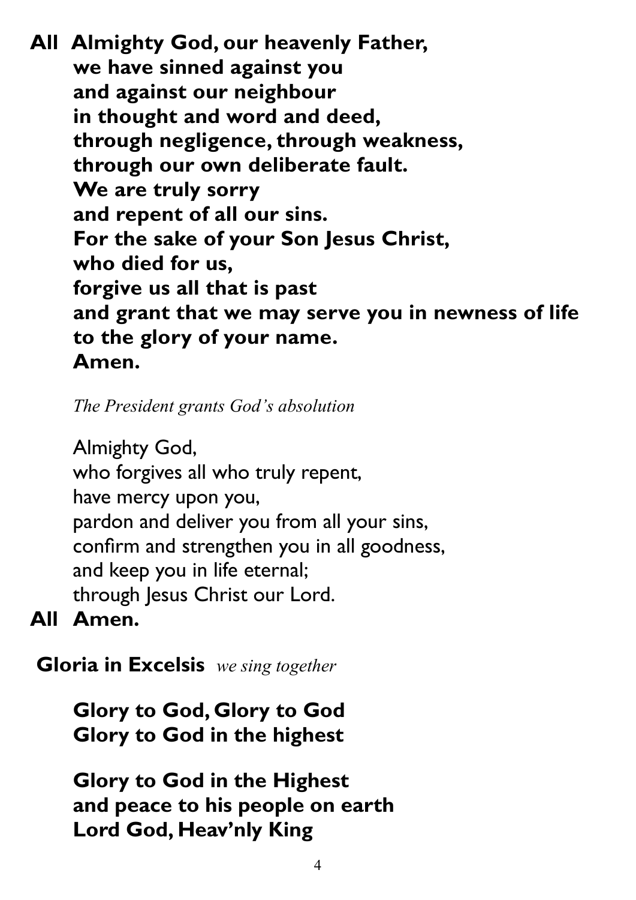**All Almighty God, our heavenly Father,**
**we have sinned against you**
**and against our neighbour**
**in thought and word and deed,**
**through negligence, through weakness,**
**through our own deliberate fault.**
**We are truly sorry**
**and repent of all our sins.**
**For the sake of your Son Jesus Christ,**
**who died for us,**
**forgive us all that is past**
**and grant that we may serve you in newness of life**
**to the glory of your name.**
**Amen.**

*The President grants God's absolution*

Almighty God,
who forgives all who truly repent,
have mercy upon you,
pardon and deliver you from all your sins,
confirm and strengthen you in all goodness,
and keep you in life eternal;
through Jesus Christ our Lord.

**All Amen.**

**Gloria in Excelsis** *we sing together*

**Glory to God, Glory to God**
**Glory to God in the highest**

**Glory to God in the Highest**
**and peace to his people on earth**
**Lord God, Heav'nly King**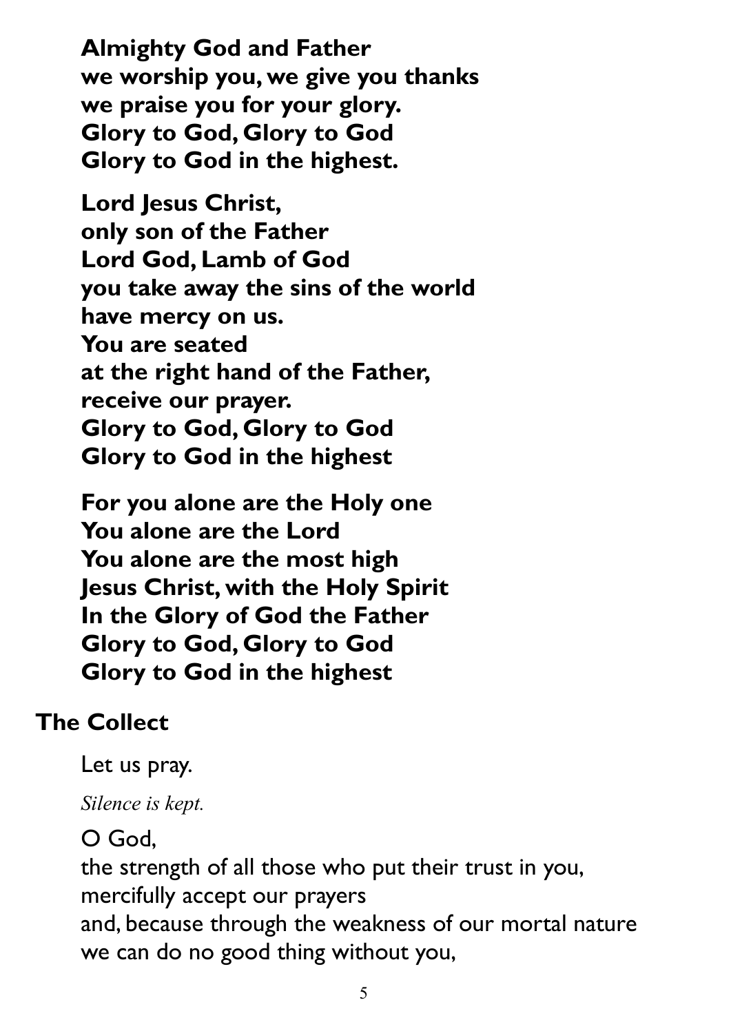**Almighty God and Father**
**we worship you, we give you thanks**
**we praise you for your glory.**
**Glory to God, Glory to God**
**Glory to God in the highest.**

**Lord Jesus Christ,**
**only son of the Father**
**Lord God, Lamb of God**
**you take away the sins of the world**
**have mercy on us.**
**You are seated**
**at the right hand of the Father,**
**receive our prayer.**
**Glory to God, Glory to God**
**Glory to God in the highest**

**For you alone are the Holy one**
**You alone are the Lord**
**You alone are the most high**
**Jesus Christ, with the Holy Spirit**
**In the Glory of God the Father**
**Glory to God, Glory to God**
**Glory to God in the highest**

## The Collect

Let us pray.

*Silence is kept.*

O God,
the strength of all those who put their trust in you,
mercifully accept our prayers
and, because through the weakness of our mortal nature
we can do no good thing without you,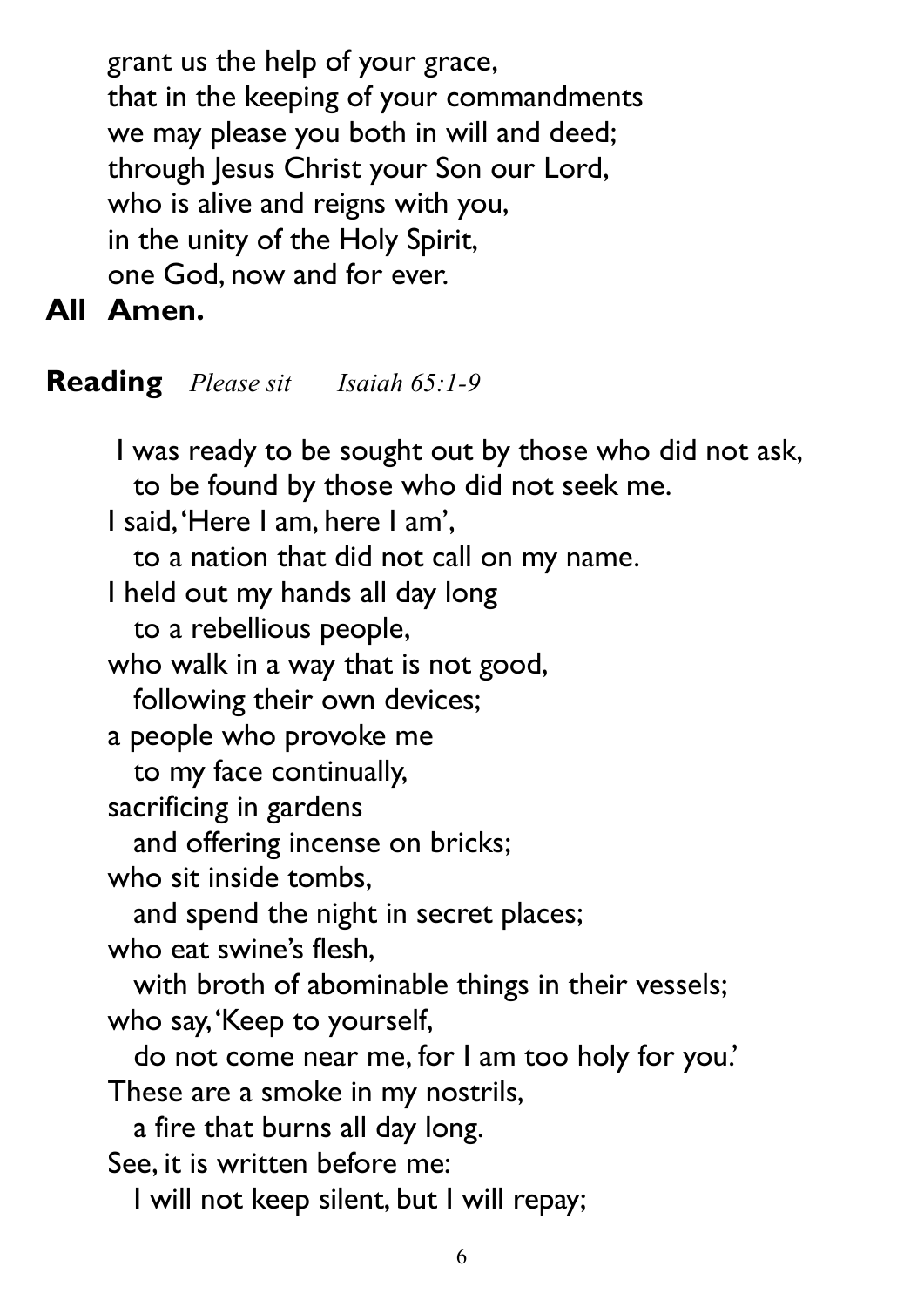grant us the help of your grace,  
that in the keeping of your commandments  
we may please you both in will and deed;  
through Jesus Christ your Son our Lord,  
who is alive and reigns with you,  
in the unity of the Holy Spirit,  
one God, now and for ever.

**All Amen.**

**Reading** *Please sit Isaiah 65:1-9*

I was ready to be sought out by those who did not ask,  
  to be found by those who did not seek me.  
I said, 'Here I am, here I am',  
  to a nation that did not call on my name.  
I held out my hands all day long  
  to a rebellious people,  
who walk in a way that is not good,  
  following their own devices;  
a people who provoke me  
  to my face continually,  
sacrificing in gardens  
  and offering incense on bricks;  
who sit inside tombs,  
  and spend the night in secret places;  
who eat swine's flesh,  
  with broth of abominable things in their vessels;  
who say, 'Keep to yourself,  
  do not come near me, for I am too holy for you.'  
These are a smoke in my nostrils,  
  a fire that burns all day long.  
See, it is written before me:  
  I will not keep silent, but I will repay;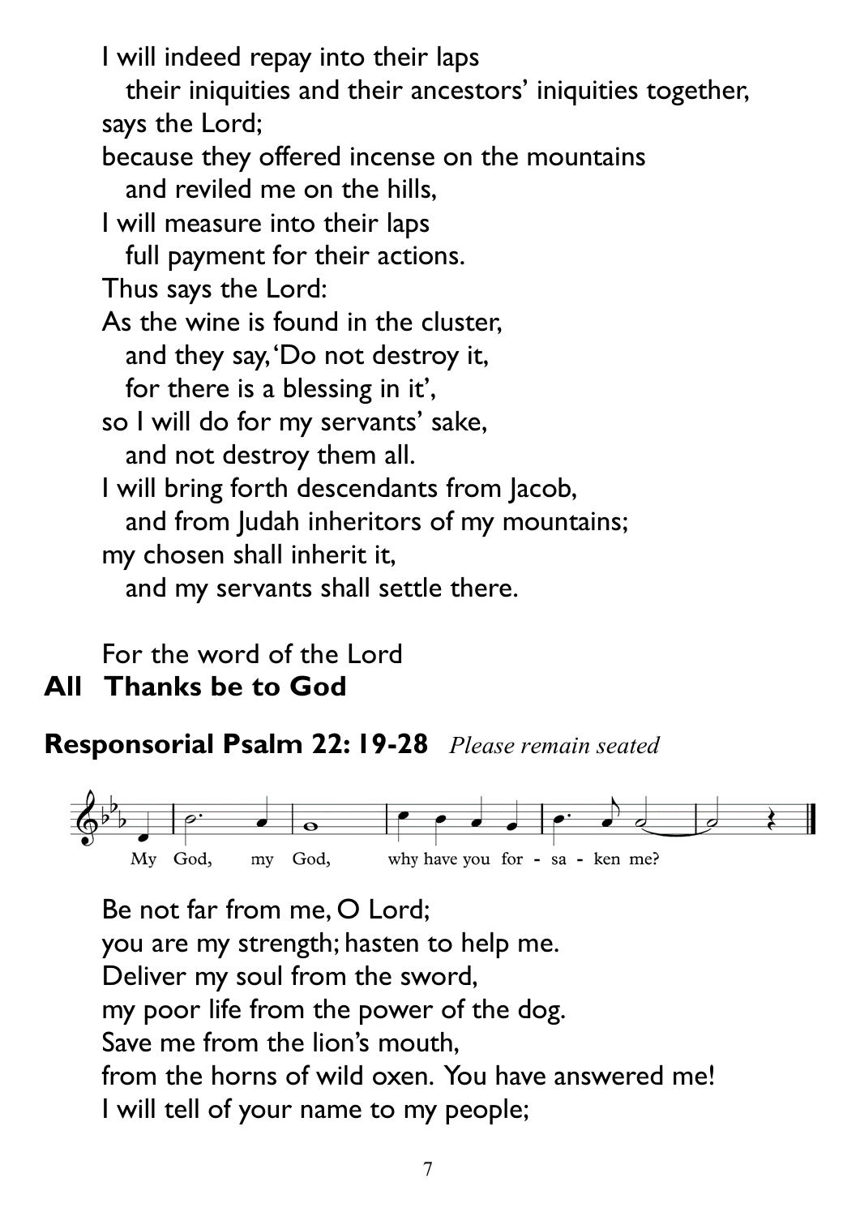I will indeed repay into their laps
  their iniquities and their ancestors' iniquities together,
says the Lord;
because they offered incense on the mountains
  and reviled me on the hills,
I will measure into their laps
  full payment for their actions.
Thus says the Lord:
As the wine is found in the cluster,
  and they say, 'Do not destroy it,
  for there is a blessing in it',
so I will do for my servants' sake,
  and not destroy them all.
I will bring forth descendants from Jacob,
  and from Judah inheritors of my mountains;
my chosen shall inherit it,
  and my servants shall settle there.

For the word of the Lord
**All Thanks be to God**

**Responsorial Psalm 22: 19-28** *Please remain seated*

My God, my God, why have you for - sa - ken me?

Be not far from me, O Lord;
you are my strength; hasten to help me.
Deliver my soul from the sword,
my poor life from the power of the dog.
Save me from the lion's mouth,
from the horns of wild oxen. You have answered me!
I will tell of your name to my people;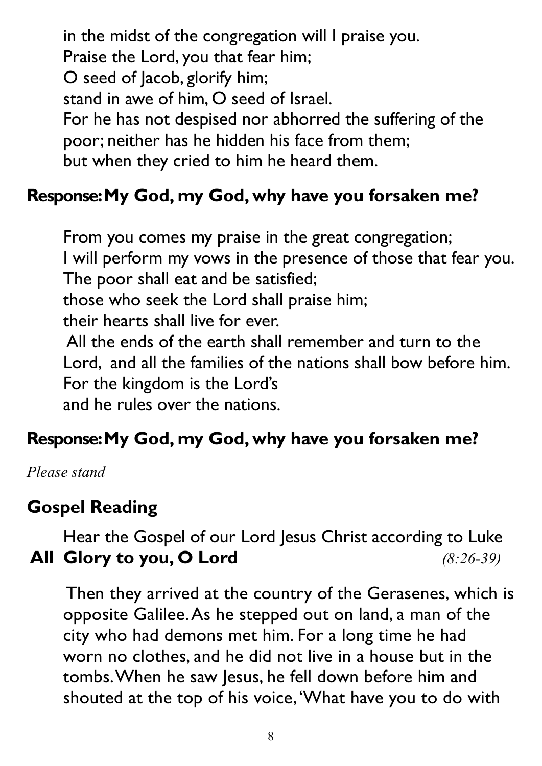in the midst of the congregation will I praise you.
Praise the Lord, you that fear him;
O seed of Jacob, glorify him;
stand in awe of him, O seed of Israel.
For he has not despised nor abhorred the suffering of the poor; neither has he hidden his face from them;
but when they cried to him he heard them.

**Response: My God, my God, why have you forsaken me?**

From you comes my praise in the great congregation;
I will perform my vows in the presence of those that fear you.
The poor shall eat and be satisfied;
those who seek the Lord shall praise him;
their hearts shall live for ever.
All the ends of the earth shall remember and turn to the Lord, and all the families of the nations shall bow before him.
For the kingdom is the Lord's
and he rules over the nations.

**Response: My God, my God, why have you forsaken me?**

*Please stand*

## Gospel Reading

Hear the Gospel of our Lord Jesus Christ according to Luke
**All Glory to you, O Lord** *(8:26-39)*

Then they arrived at the country of the Gerasenes, which is opposite Galilee. As he stepped out on land, a man of the city who had demons met him. For a long time he had worn no clothes, and he did not live in a house but in the tombs. When he saw Jesus, he fell down before him and shouted at the top of his voice, 'What have you to do with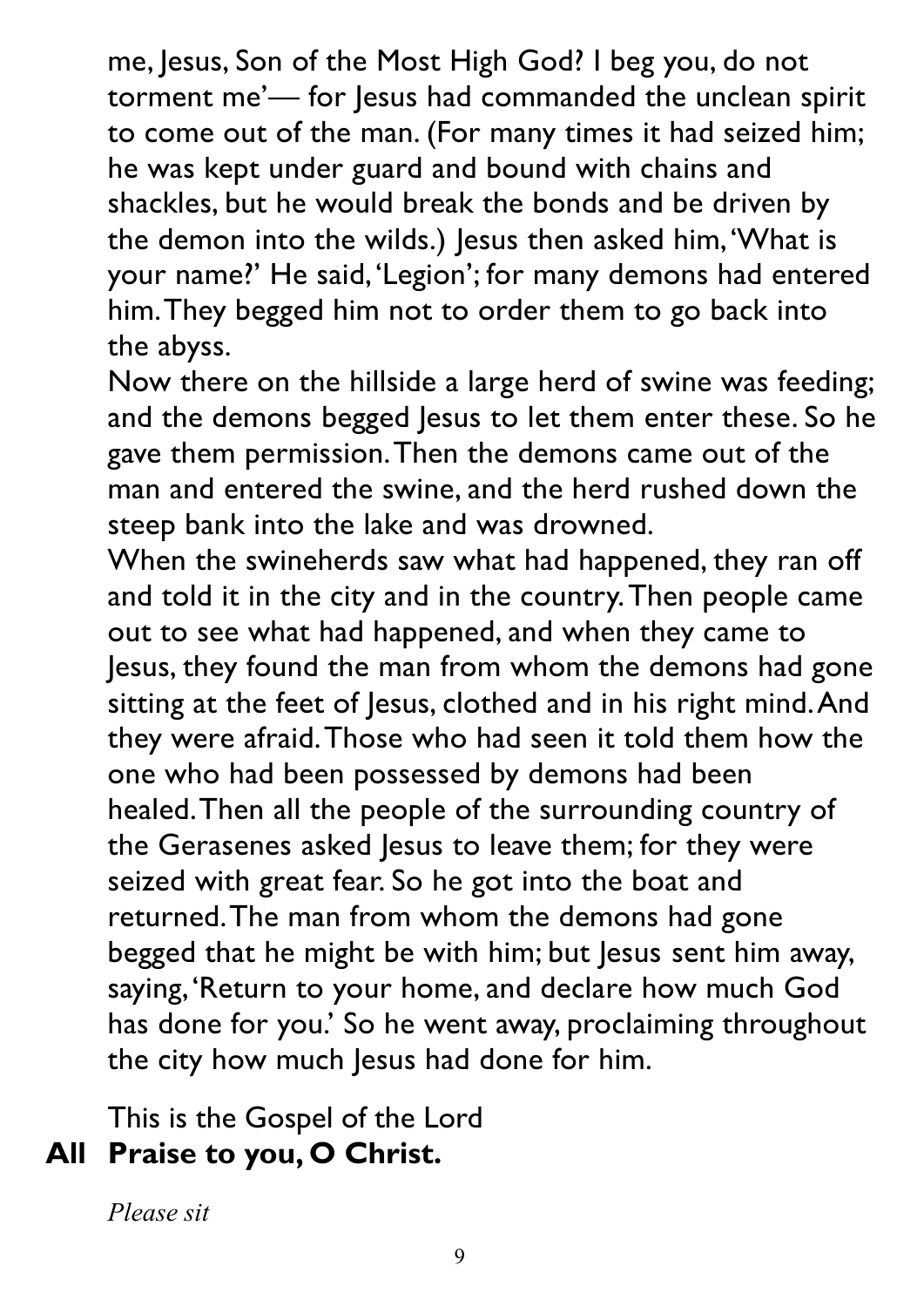me, Jesus, Son of the Most High God? I beg you, do not torment me'— for Jesus had commanded the unclean spirit to come out of the man. (For many times it had seized him; he was kept under guard and bound with chains and shackles, but he would break the bonds and be driven by the demon into the wilds.) Jesus then asked him, 'What is your name?' He said, 'Legion'; for many demons had entered him. They begged him not to order them to go back into the abyss.

Now there on the hillside a large herd of swine was feeding; and the demons begged Jesus to let them enter these. So he gave them permission. Then the demons came out of the man and entered the swine, and the herd rushed down the steep bank into the lake and was drowned.

When the swineherds saw what had happened, they ran off and told it in the city and in the country. Then people came out to see what had happened, and when they came to Jesus, they found the man from whom the demons had gone sitting at the feet of Jesus, clothed and in his right mind. And they were afraid. Those who had seen it told them how the one who had been possessed by demons had been healed. Then all the people of the surrounding country of the Gerasenes asked Jesus to leave them; for they were seized with great fear. So he got into the boat and returned. The man from whom the demons had gone begged that he might be with him; but Jesus sent him away, saying, 'Return to your home, and declare how much God has done for you.' So he went away, proclaiming throughout the city how much Jesus had done for him.

This is the Gospel of the Lord

**All Praise to you, O Christ.**

*Please sit*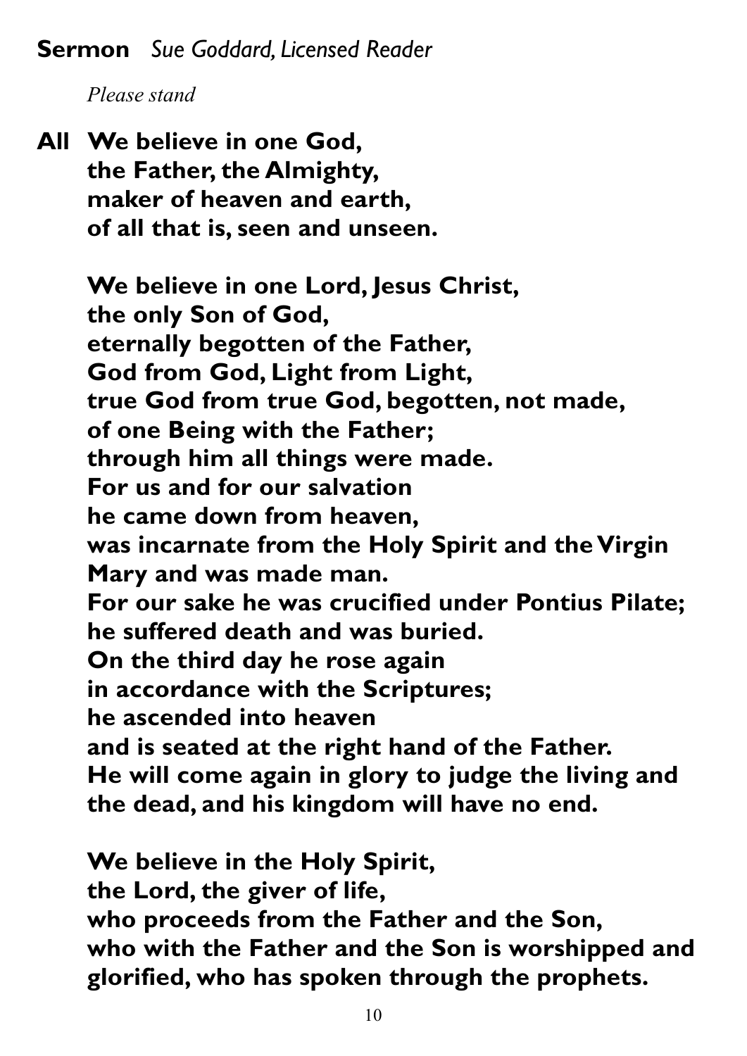**Sermon** *Sue Goddard, Licensed Reader*

*Please stand*

**All We believe in one God,**
**the Father, the Almighty,**
**maker of heaven and earth,**
**of all that is, seen and unseen.**

**We believe in one Lord, Jesus Christ,**
**the only Son of God,**
**eternally begotten of the Father,**
**God from God, Light from Light,**
**true God from true God, begotten, not made,**
**of one Being with the Father;**
**through him all things were made.**
**For us and for our salvation**
**he came down from heaven,**
**was incarnate from the Holy Spirit and the Virgin Mary and was made man.**
**For our sake he was crucified under Pontius Pilate;**
**he suffered death and was buried.**
**On the third day he rose again**
**in accordance with the Scriptures;**
**he ascended into heaven**
**and is seated at the right hand of the Father.**
**He will come again in glory to judge the living and the dead, and his kingdom will have no end.**

**We believe in the Holy Spirit,**
**the Lord, the giver of life,**
**who proceeds from the Father and the Son,**
**who with the Father and the Son is worshipped and glorified, who has spoken through the prophets.**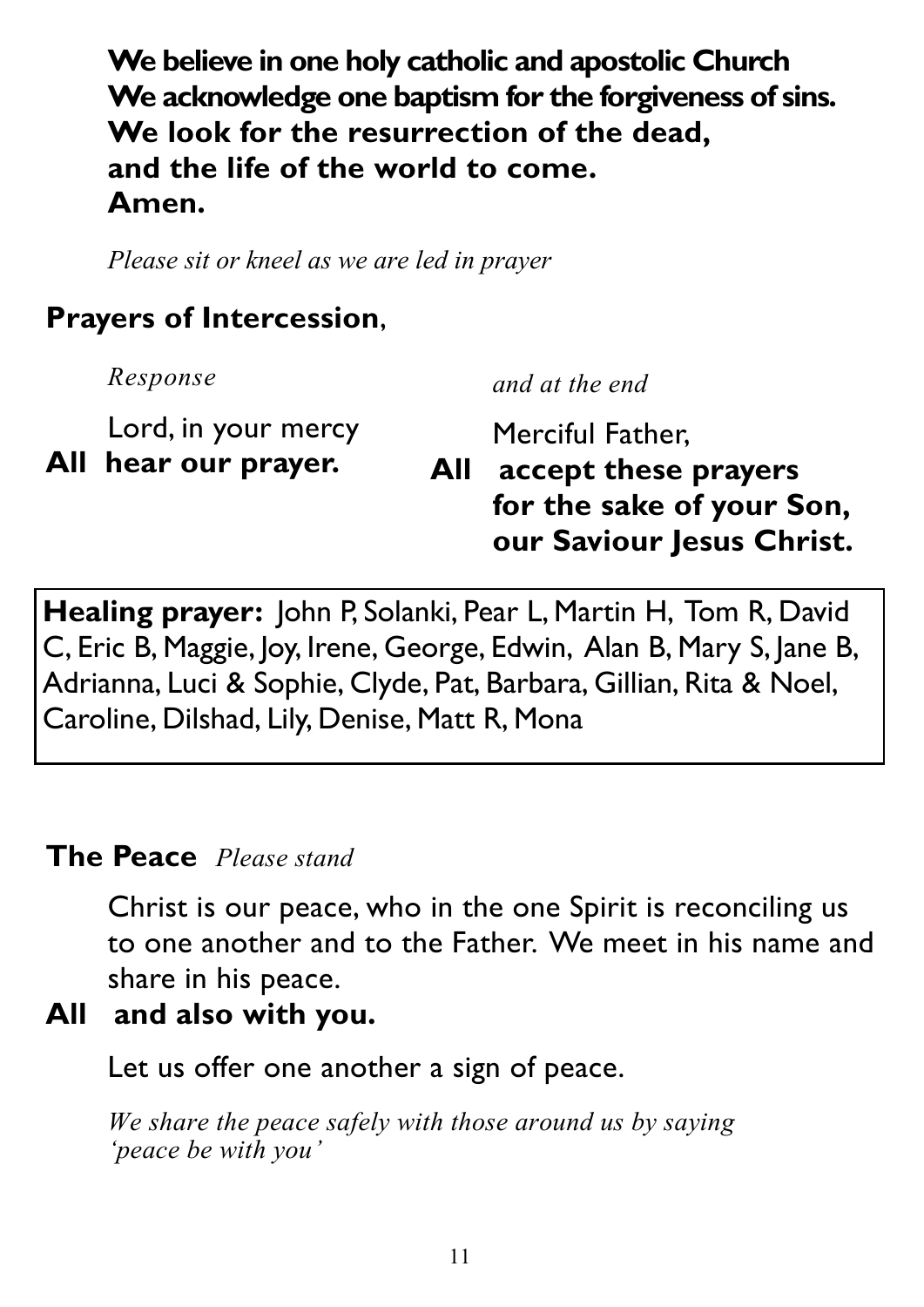**We believe in one holy catholic and apostolic Church**
**We acknowledge one baptism for the forgiveness of sins.**
**We look for the resurrection of the dead,**
**and the life of the world to come.**
**Amen.**

*Please sit or kneel as we are led in prayer*

## Prayers of Intercession,

*Response*

Lord, in your mercy
**All hear our prayer.**

*and at the end*

Merciful Father,
**All accept these prayers for the sake of your Son, our Saviour Jesus Christ.**

**Healing prayer:** John P, Solanki, Pear L, Martin H, Tom R, David C, Eric B, Maggie, Joy, Irene, George, Edwin, Alan B, Mary S, Jane B, Adrianna, Luci & Sophie, Clyde, Pat, Barbara, Gillian, Rita & Noel, Caroline, Dilshad, Lily, Denise, Matt R, Mona

## The Peace *Please stand*

Christ is our peace, who in the one Spirit is reconciling us to one another and to the Father. We meet in his name and share in his peace.
**All and also with you.**

Let us offer one another a sign of peace.

*We share the peace safely with those around us by saying 'peace be with you'*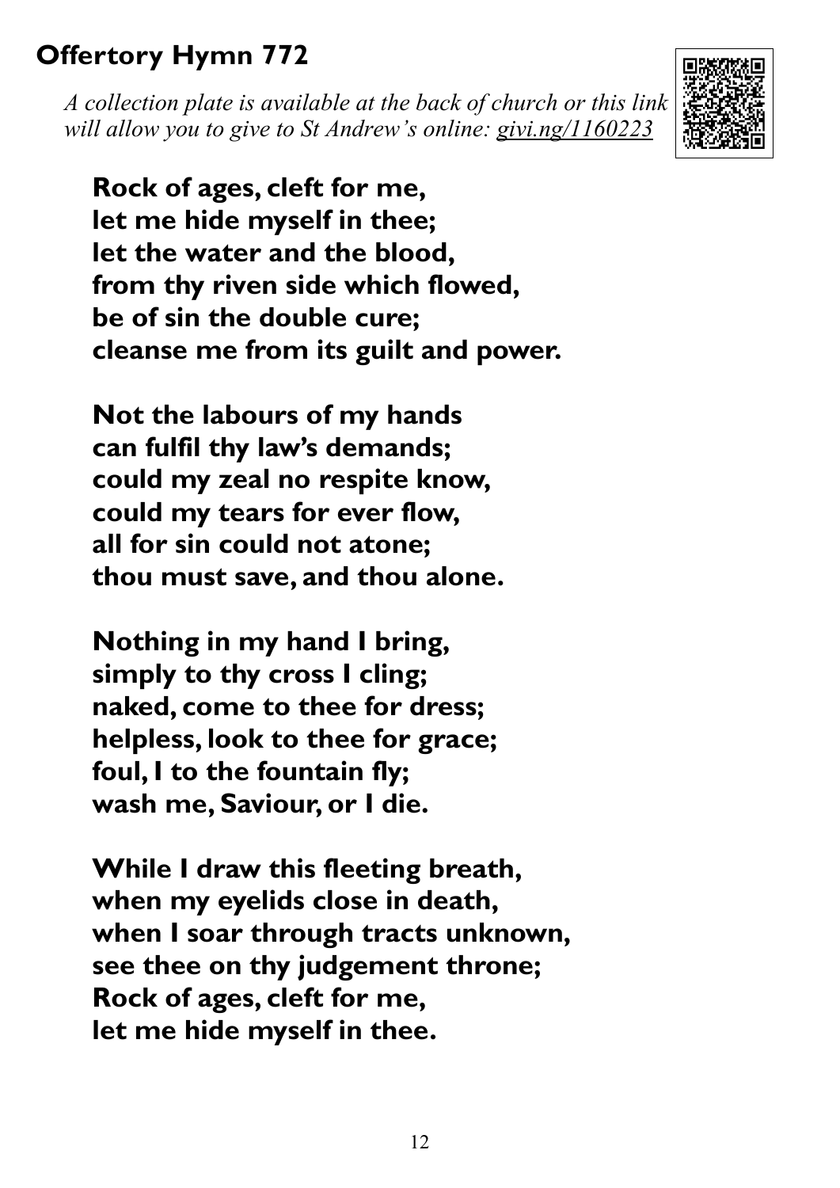## Offertory Hymn 772

*A collection plate is available at the back of church or this link will allow you to give to St Andrew's online: givi.ng/1160223*

**Rock of ages, cleft for me,**
**let me hide myself in thee;**
**let the water and the blood,**
**from thy riven side which flowed,**
**be of sin the double cure;**
**cleanse me from its guilt and power.**

**Not the labours of my hands**
**can fulfil thy law's demands;**
**could my zeal no respite know,**
**could my tears for ever flow,**
**all for sin could not atone;**
**thou must save, and thou alone.**

**Nothing in my hand I bring,**
**simply to thy cross I cling;**
**naked, come to thee for dress;**
**helpless, look to thee for grace;**
**foul, I to the fountain fly;**
**wash me, Saviour, or I die.**

**While I draw this fleeting breath,**
**when my eyelids close in death,**
**when I soar through tracts unknown,**
**see thee on thy judgement throne;**
**Rock of ages, cleft for me,**
**let me hide myself in thee.**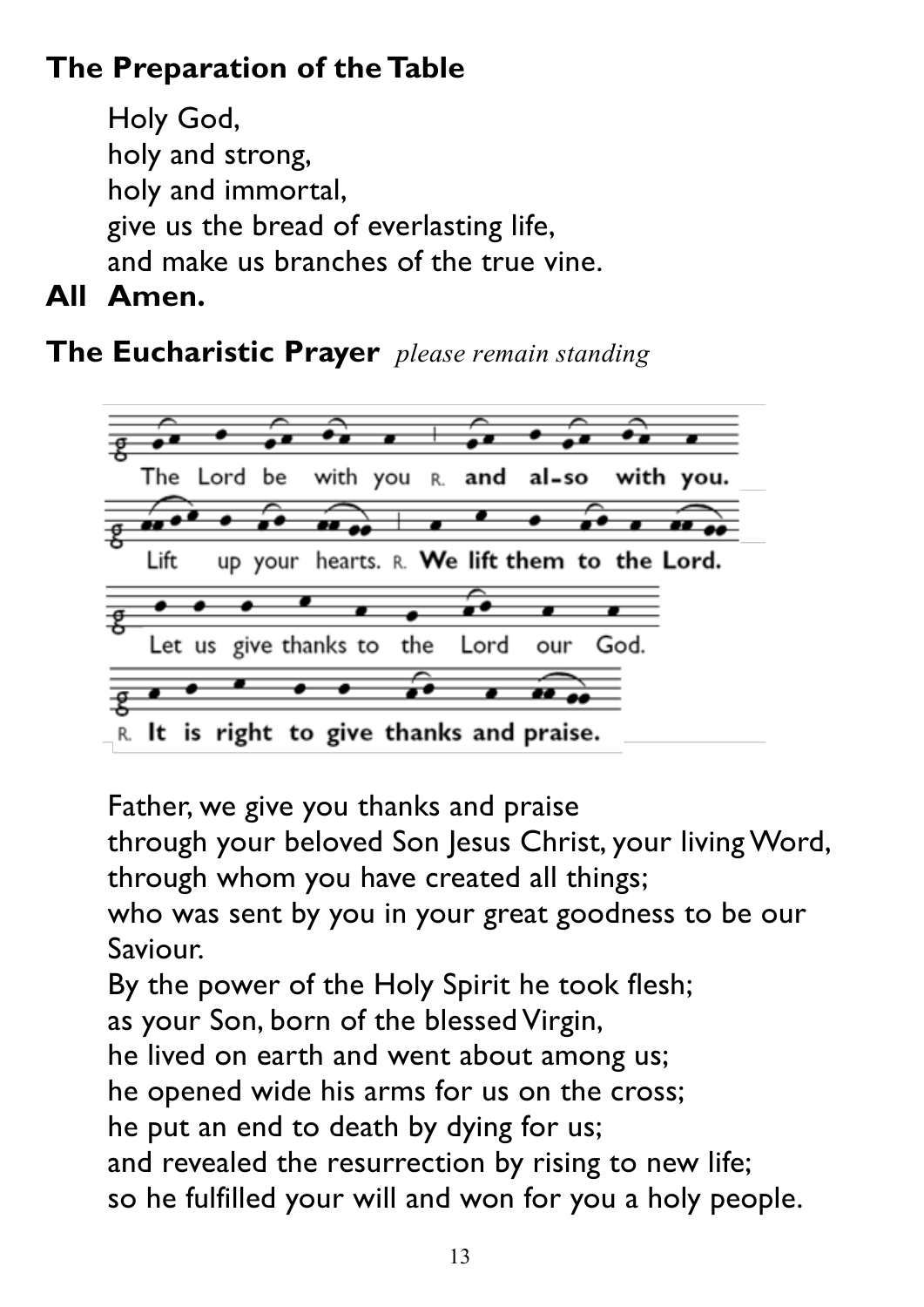## The Preparation of the Table

Holy God,
holy and strong,
holy and immortal,
give us the bread of everlasting life,
and make us branches of the true vine.

**All Amen.**

## The Eucharistic Prayer *please remain standing*

The Lord be with you R. **and al-so with you.**

Lift up your hearts. R. **We lift them to the Lord.**

Let us give thanks to the Lord our God.

R. **It is right to give thanks and praise.**

Father, we give you thanks and praise
through your beloved Son Jesus Christ, your living Word,
through whom you have created all things;
who was sent by you in your great goodness to be our Saviour.
By the power of the Holy Spirit he took flesh;
as your Son, born of the blessed Virgin,
he lived on earth and went about among us;
he opened wide his arms for us on the cross;
he put an end to death by dying for us;
and revealed the resurrection by rising to new life;
so he fulfilled your will and won for you a holy people.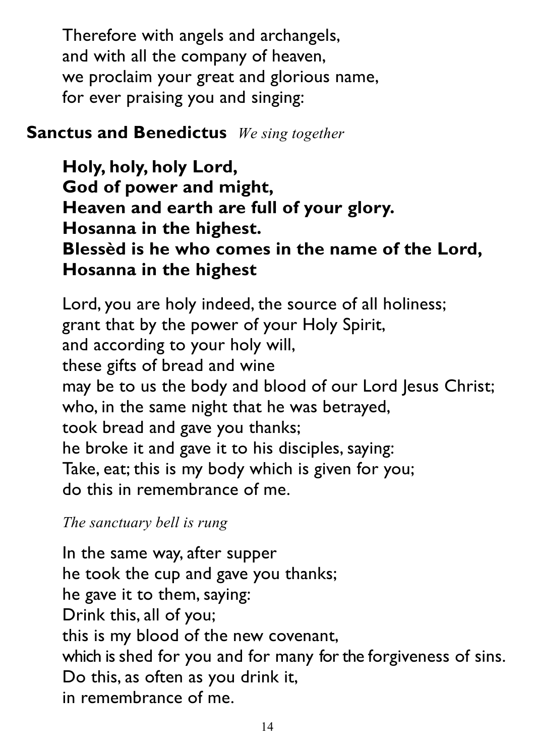Therefore with angels and archangels,
and with all the company of heaven,
we proclaim your great and glorious name,
for ever praising you and singing:

**Sanctus and Benedictus** *We sing together*

**Holy, holy, holy Lord,**
**God of power and might,**
**Heaven and earth are full of your glory.**
**Hosanna in the highest.**
**Blessèd is he who comes in the name of the Lord,**
**Hosanna in the highest**

Lord, you are holy indeed, the source of all holiness;
grant that by the power of your Holy Spirit,
and according to your holy will,
these gifts of bread and wine
may be to us the body and blood of our Lord Jesus Christ;
who, in the same night that he was betrayed,
took bread and gave you thanks;
he broke it and gave it to his disciples, saying:
Take, eat; this is my body which is given for you;
do this in remembrance of me.

*The sanctuary bell is rung*

In the same way, after supper
he took the cup and gave you thanks;
he gave it to them, saying:
Drink this, all of you;
this is my blood of the new covenant,
which is shed for you and for many for the forgiveness of sins.
Do this, as often as you drink it,
in remembrance of me.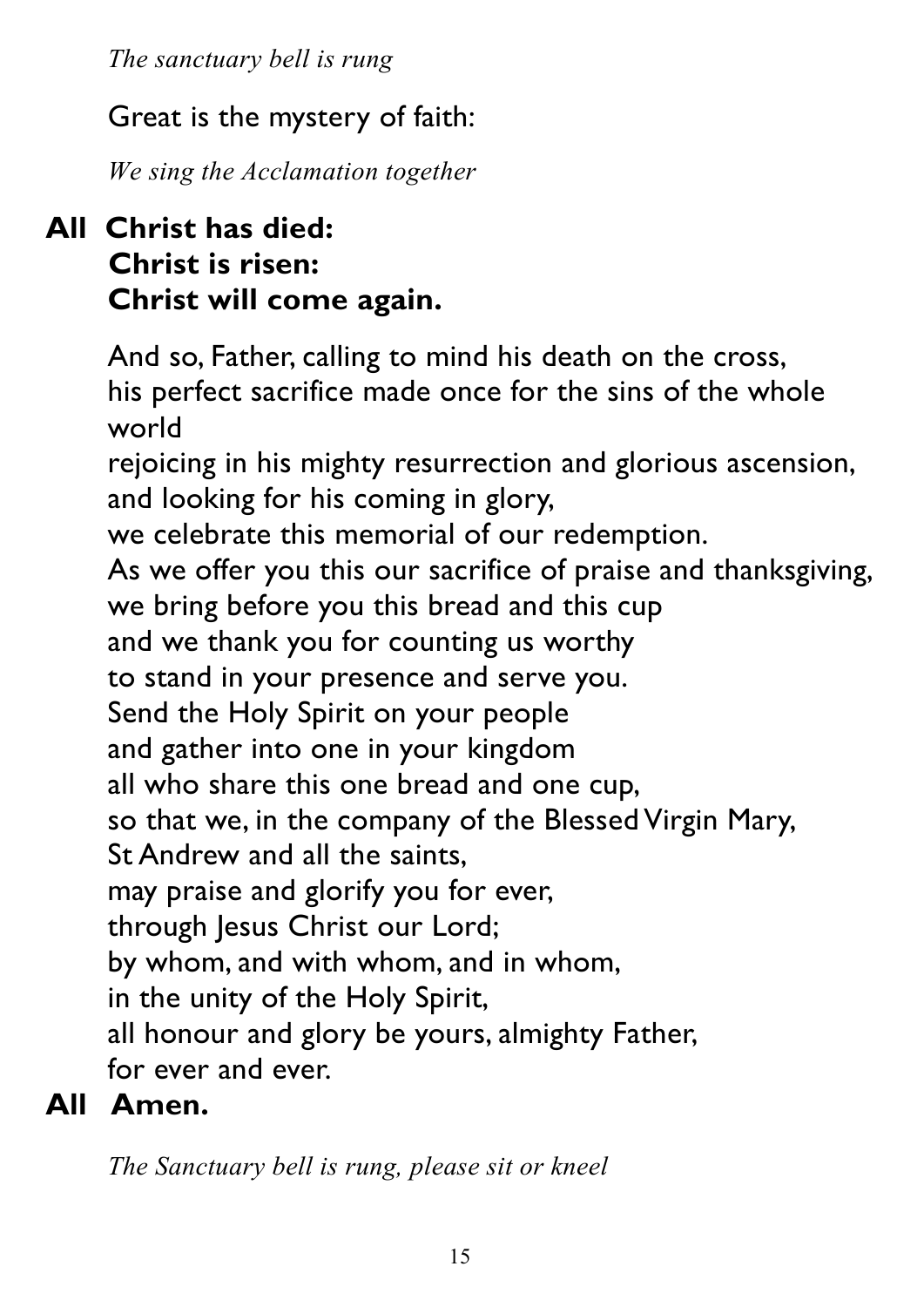*The sanctuary bell is rung*

Great is the mystery of faith:

*We sing the Acclamation together*

**All Christ has died:**
**Christ is risen:**
**Christ will come again.**

And so, Father, calling to mind his death on the cross,
his perfect sacrifice made once for the sins of the whole world
rejoicing in his mighty resurrection and glorious ascension,
and looking for his coming in glory,
we celebrate this memorial of our redemption.
As we offer you this our sacrifice of praise and thanksgiving,
we bring before you this bread and this cup
and we thank you for counting us worthy
to stand in your presence and serve you.
Send the Holy Spirit on your people
and gather into one in your kingdom
all who share this one bread and one cup,
so that we, in the company of the Blessed Virgin Mary,
St Andrew and all the saints,
may praise and glorify you for ever,
through Jesus Christ our Lord;
by whom, and with whom, and in whom,
in the unity of the Holy Spirit,
all honour and glory be yours, almighty Father,
for ever and ever.

**All Amen.**

*The Sanctuary bell is rung, please sit or kneel*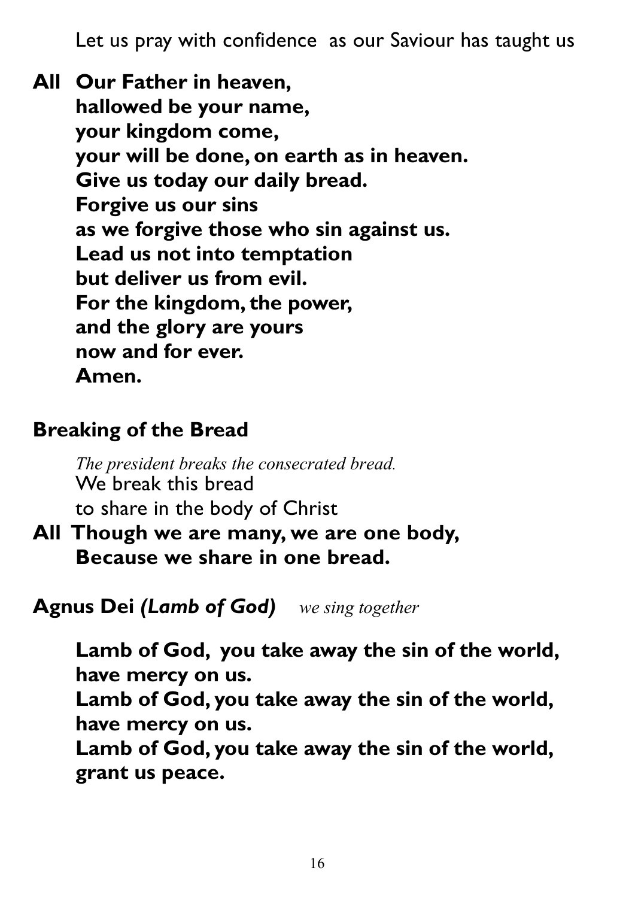Let us pray with confidence as our Saviour has taught us

**All** **Our Father in heaven,**
**hallowed be your name,**
**your kingdom come,**
**your will be done, on earth as in heaven.**
**Give us today our daily bread.**
**Forgive us our sins**
**as we forgive those who sin against us.**
**Lead us not into temptation**
**but deliver us from evil.**
**For the kingdom, the power,**
**and the glory are yours**
**now and for ever.**
**Amen.**

## Breaking of the Bread

*The president breaks the consecrated bread.*
We break this bread
to share in the body of Christ

**All** **Though we are many, we are one body,**
**Because we share in one bread.**

## Agnus Dei *(Lamb of God)* *we sing together*

**Lamb of God, you take away the sin of the world,**
**have mercy on us.**
**Lamb of God, you take away the sin of the world,**
**have mercy on us.**
**Lamb of God, you take away the sin of the world,**
**grant us peace.**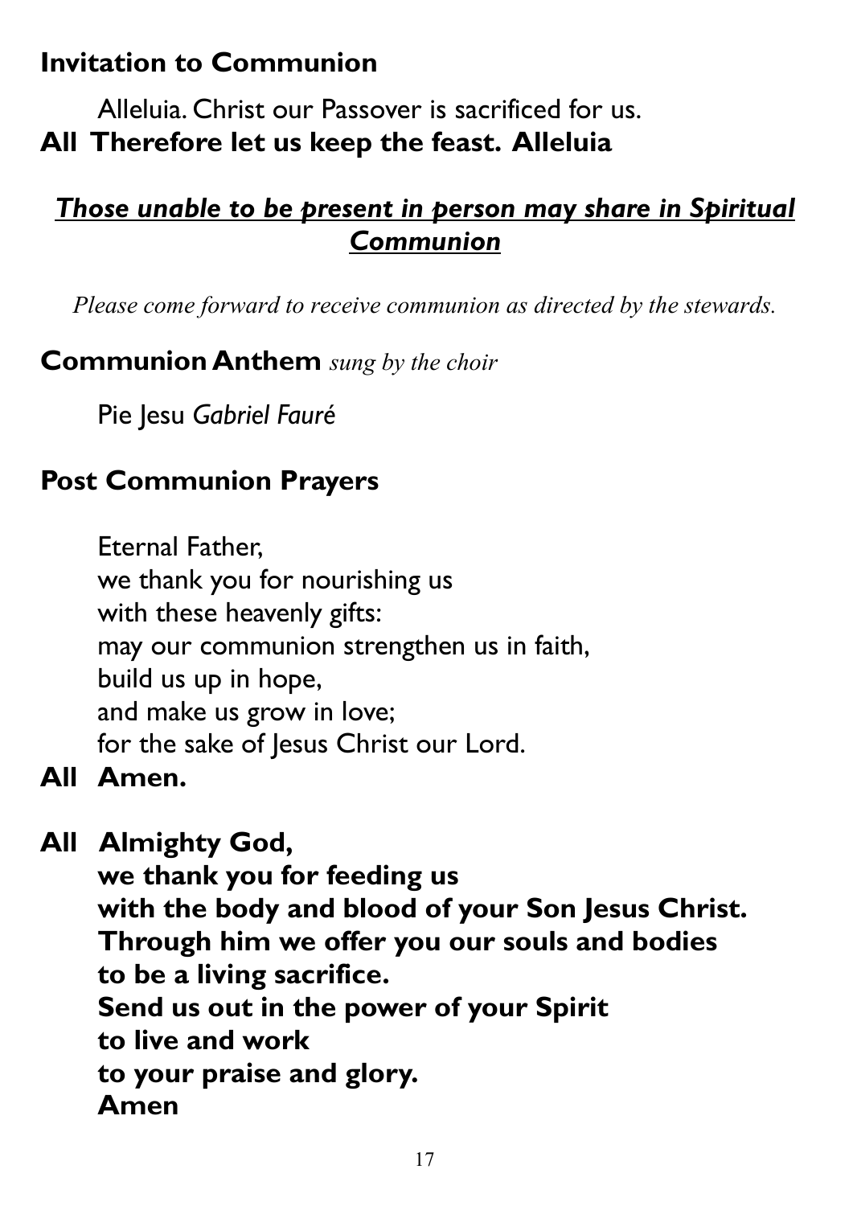## Invitation to Communion

Alleluia. Christ our Passover is sacrificed for us.
**All Therefore let us keep the feast. Alleluia**

***Those unable to be present in person may share in Spiritual Communion***

*Please come forward to receive communion as directed by the stewards.*

## Communion Anthem *sung by the choir*

Pie Jesu *Gabriel Fauré*

## Post Communion Prayers

Eternal Father,
we thank you for nourishing us
with these heavenly gifts:
may our communion strengthen us in faith,
build us up in hope,
and make us grow in love;
for the sake of Jesus Christ our Lord.
**All Amen.**

**All Almighty God,
we thank you for feeding us
with the body and blood of your Son Jesus Christ.
Through him we offer you our souls and bodies
to be a living sacrifice.
Send us out in the power of your Spirit
to live and work
to your praise and glory.
Amen**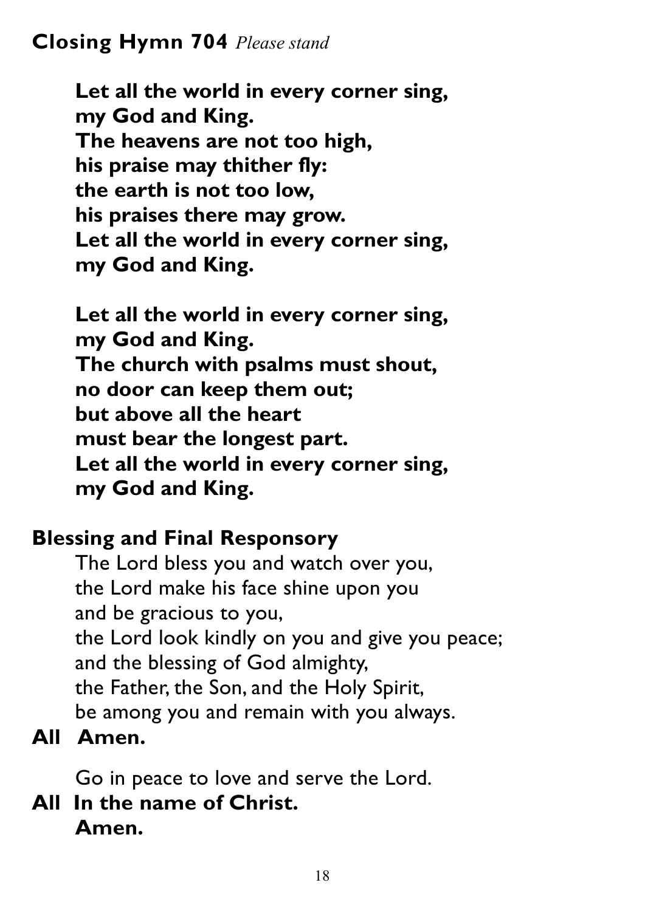**Closing Hymn 704** *Please stand*

**Let all the world in every corner sing,**
**my God and King.**
**The heavens are not too high,**
**his praise may thither fly:**
**the earth is not too low,**
**his praises there may grow.**
**Let all the world in every corner sing,**
**my God and King.**

**Let all the world in every corner sing,**
**my God and King.**
**The church with psalms must shout,**
**no door can keep them out;**
**but above all the heart**
**must bear the longest part.**
**Let all the world in every corner sing,**
**my God and King.**

**Blessing and Final Responsory**

The Lord bless you and watch over you,
the Lord make his face shine upon you
and be gracious to you,
the Lord look kindly on you and give you peace;
and the blessing of God almighty,
the Father, the Son, and the Holy Spirit,
be among you and remain with you always.

**All Amen.**

Go in peace to love and serve the Lord.

**All In the name of Christ.**
**Amen.**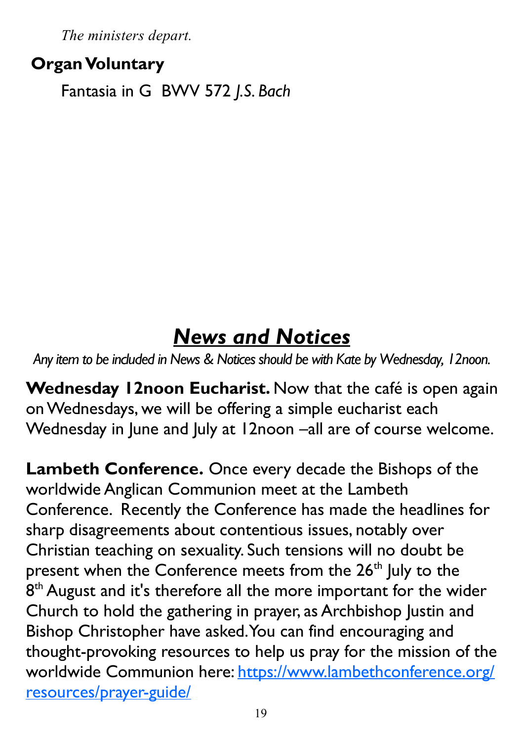*The ministers depart.*

**Organ Voluntary**

Fantasia in G BWV 572 *J.S. Bach*

# *News and Notices*

*Any item to be included in News & Notices should be with Kate by Wednesday, 12noon.*

**Wednesday 12noon Eucharist.** Now that the café is open again on Wednesdays, we will be offering a simple eucharist each Wednesday in June and July at 12noon –all are of course welcome.

**Lambeth Conference.** Once every decade the Bishops of the worldwide Anglican Communion meet at the Lambeth Conference. Recently the Conference has made the headlines for sharp disagreements about contentious issues, notably over Christian teaching on sexuality. Such tensions will no doubt be present when the Conference meets from the 26th July to the 8th August and it's therefore all the more important for the wider Church to hold the gathering in prayer, as Archbishop Justin and Bishop Christopher have asked. You can find encouraging and thought-provoking resources to help us pray for the mission of the worldwide Communion here: https://www.lambethconference.org/resources/prayer-guide/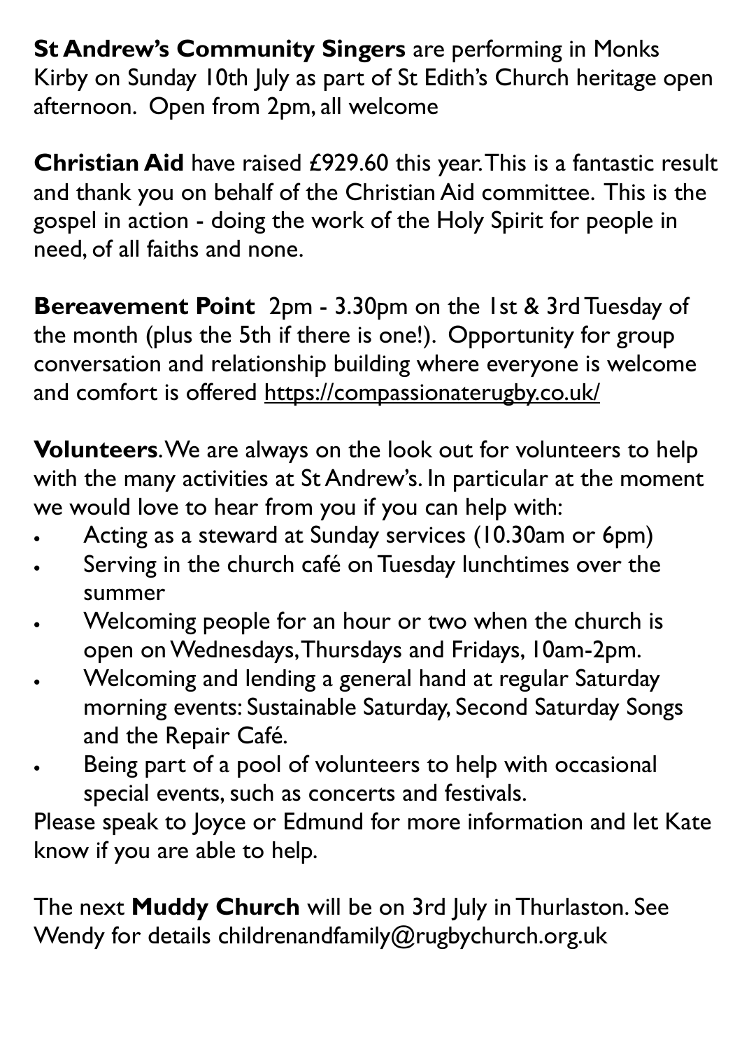**St Andrew's Community Singers** are performing in Monks Kirby on Sunday 10th July as part of St Edith's Church heritage open afternoon. Open from 2pm, all welcome

**Christian Aid** have raised £929.60 this year. This is a fantastic result and thank you on behalf of the Christian Aid committee. This is the gospel in action - doing the work of the Holy Spirit for people in need, of all faiths and none.

**Bereavement Point** 2pm - 3.30pm on the 1st & 3rd Tuesday of the month (plus the 5th if there is one!). Opportunity for group conversation and relationship building where everyone is welcome and comfort is offered https://compassionaterugby.co.uk/

**Volunteers**. We are always on the look out for volunteers to help with the many activities at St Andrew's. In particular at the moment we would love to hear from you if you can help with:

- Acting as a steward at Sunday services (10.30am or 6pm)
- Serving in the church café on Tuesday lunchtimes over the summer
- Welcoming people for an hour or two when the church is open on Wednesdays, Thursdays and Fridays, 10am-2pm.
- Welcoming and lending a general hand at regular Saturday morning events: Sustainable Saturday, Second Saturday Songs and the Repair Café.
- Being part of a pool of volunteers to help with occasional special events, such as concerts and festivals.

Please speak to Joyce or Edmund for more information and let Kate know if you are able to help.

The next **Muddy Church** will be on 3rd July in Thurlaston. See Wendy for details childrenandfamily@rugbychurch.org.uk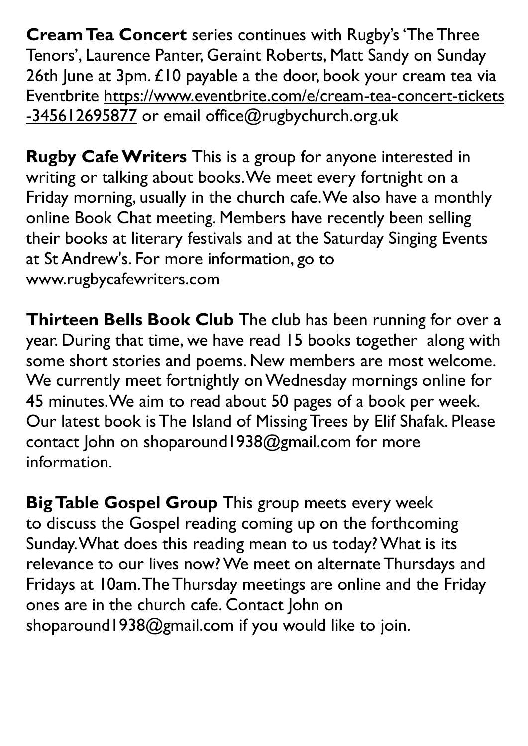**Cream Tea Concert** series continues with Rugby's 'The Three Tenors', Laurence Panter, Geraint Roberts, Matt Sandy on Sunday 26th June at 3pm. £10 payable a the door, book your cream tea via Eventbrite https://www.eventbrite.com/e/cream-tea-concert-tickets-345612695877 or email office@rugbychurch.org.uk

**Rugby Cafe Writers** This is a group for anyone interested in writing or talking about books. We meet every fortnight on a Friday morning, usually in the church cafe. We also have a monthly online Book Chat meeting. Members have recently been selling their books at literary festivals and at the Saturday Singing Events at St Andrew's. For more information, go to www.rugbycafewriters.com

**Thirteen Bells Book Club** The club has been running for over a year. During that time, we have read 15 books together along with some short stories and poems. New members are most welcome. We currently meet fortnightly on Wednesday mornings online for 45 minutes. We aim to read about 50 pages of a book per week. Our latest book is The Island of Missing Trees by Elif Shafak. Please contact John on shoparound1938@gmail.com for more information.

**Big Table Gospel Group** This group meets every week to discuss the Gospel reading coming up on the forthcoming Sunday. What does this reading mean to us today? What is its relevance to our lives now? We meet on alternate Thursdays and Fridays at 10am. The Thursday meetings are online and the Friday ones are in the church cafe. Contact John on shoparound1938@gmail.com if you would like to join.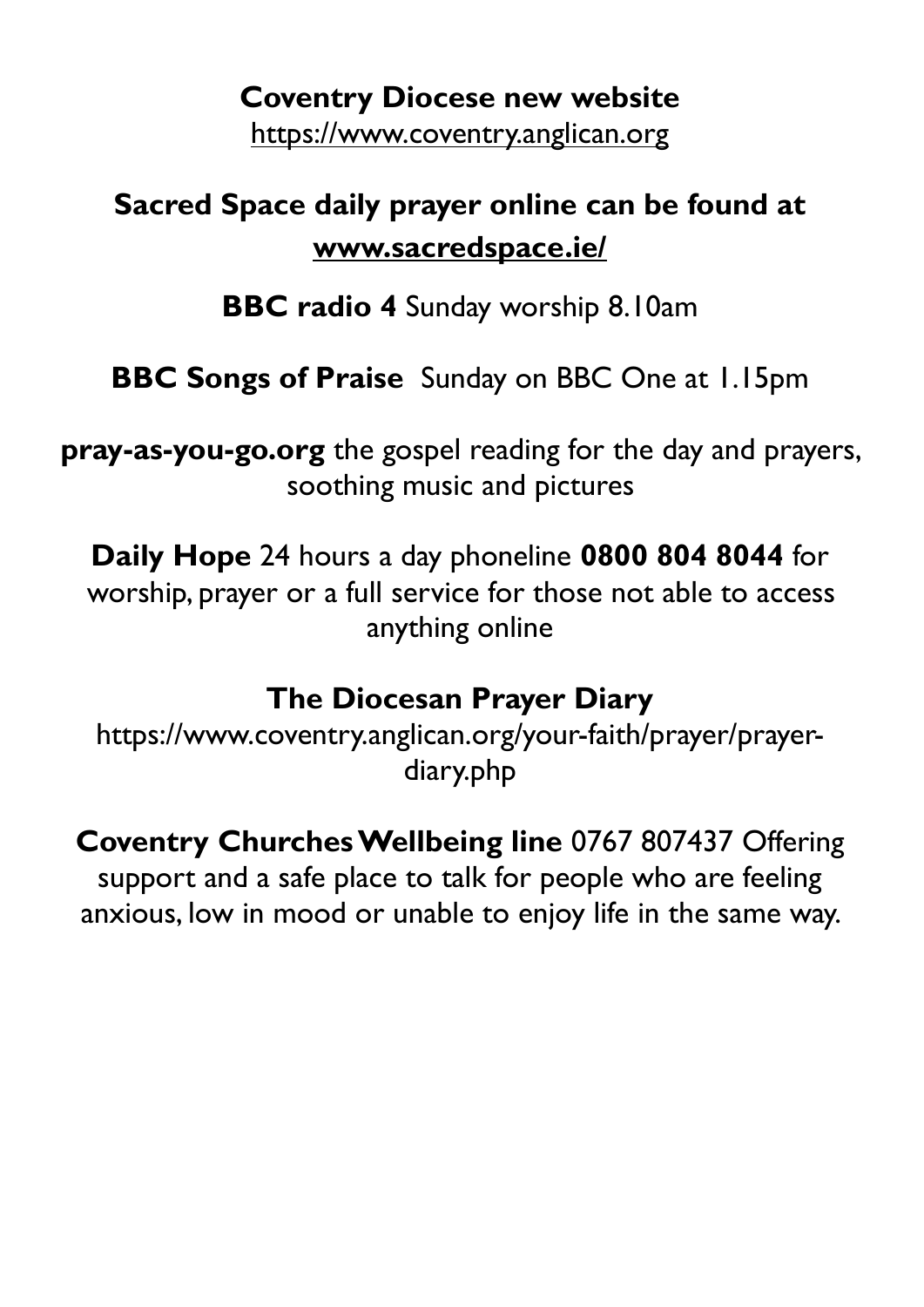**Coventry Diocese new website**
https://www.coventry.anglican.org

**Sacred Space daily prayer online can be found at www.sacredspace.ie/**

**BBC radio 4** Sunday worship 8.10am

**BBC Songs of Praise** Sunday on BBC One at 1.15pm

**pray-as-you-go.org** the gospel reading for the day and prayers, soothing music and pictures

**Daily Hope** 24 hours a day phoneline **0800 804 8044** for worship, prayer or a full service for those not able to access anything online

**The Diocesan Prayer Diary**
https://www.coventry.anglican.org/your-faith/prayer/prayer-diary.php

**Coventry Churches Wellbeing line** 0767 807437 Offering support and a safe place to talk for people who are feeling anxious, low in mood or unable to enjoy life in the same way.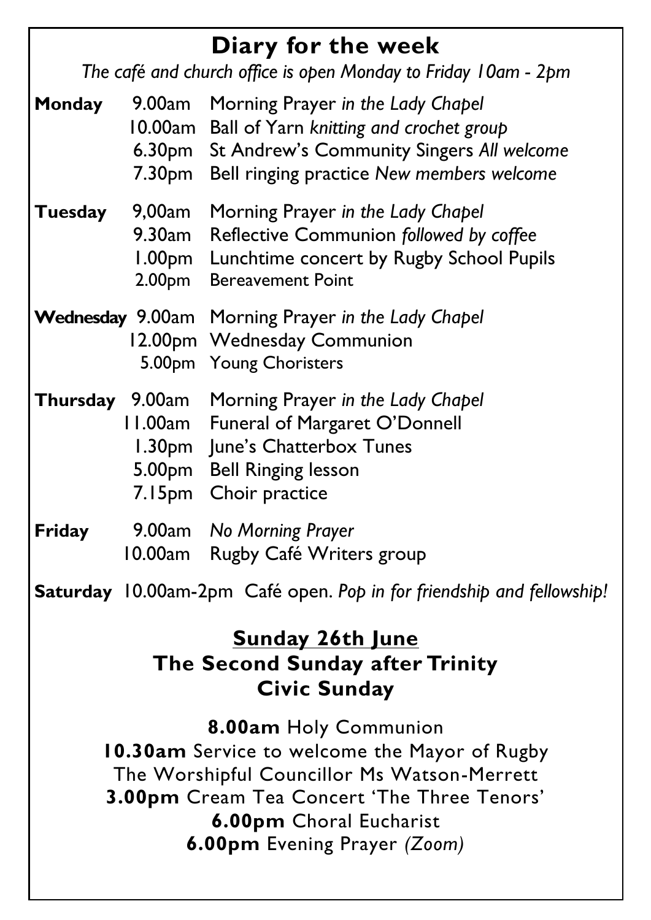# Diary for the week

*The café and church office is open Monday to Friday 10am - 2pm*

**Monday**
- 9.00am Morning Prayer *in the Lady Chapel*
- 10.00am Ball of Yarn *knitting and crochet group*
- 6.30pm St Andrew's Community Singers *All welcome*
- 7.30pm Bell ringing practice *New members welcome*

**Tuesday**
- 9,00am Morning Prayer *in the Lady Chapel*
- 9.30am Reflective Communion *followed by coffee*
- 1.00pm Lunchtime concert by Rugby School Pupils
- 2.00pm Bereavement Point

**Wednesday**
- 9.00am Morning Prayer *in the Lady Chapel*
- 12.00pm Wednesday Communion
- 5.00pm Young Choristers

**Thursday**
- 9.00am Morning Prayer *in the Lady Chapel*
- 11.00am Funeral of Margaret O'Donnell
- 1.30pm June's Chatterbox Tunes
- 5.00pm Bell Ringing lesson
- 7.15pm Choir practice

**Friday**
- 9.00am *No Morning Prayer*
- 10.00am Rugby Café Writers group

**Saturday** 10.00am-2pm Café open. *Pop in for friendship and fellowship!*

## Sunday 26th June
## The Second Sunday after Trinity
## Civic Sunday

**8.00am** Holy Communion

**10.30am** Service to welcome the Mayor of Rugby
The Worshipful Councillor Ms Watson-Merrett

**3.00pm** Cream Tea Concert 'The Three Tenors'

**6.00pm** Choral Eucharist

**6.00pm** Evening Prayer *(Zoom)*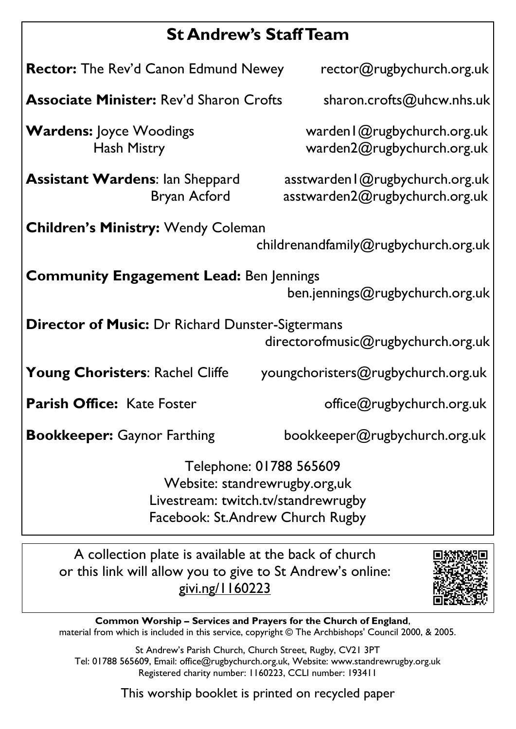## St Andrew's Staff Team

**Rector:** The Rev'd Canon Edmund Newey rector@rugbychurch.org.uk

**Associate Minister:** Rev'd Sharon Crofts sharon.crofts@uhcw.nhs.uk

**Wardens:** Joyce Woodings warden1@rugbychurch.org.uk
Hash Mistry warden2@rugbychurch.org.uk

**Assistant Wardens**: Ian Sheppard asstwarden1@rugbychurch.org.uk
Bryan Acford asstwarden2@rugbychurch.org.uk

**Children's Ministry:** Wendy Coleman
childrenandfamily@rugbychurch.org.uk

**Community Engagement Lead:** Ben Jennings
ben.jennings@rugbychurch.org.uk

**Director of Music:** Dr Richard Dunster-Sigtermans
directorofmusic@rugbychurch.org.uk

**Young Choristers**: Rachel Cliffe youngchoristers@rugbychurch.org.uk

**Parish Office:** Kate Foster office@rugbychurch.org.uk

**Bookkeeper:** Gaynor Farthing bookkeeper@rugbychurch.org.uk

Telephone: 01788 565609
Website: standrewrugby.org,uk
Livestream: twitch.tv/standrewrugby
Facebook: St.Andrew Church Rugby

A collection plate is available at the back of church
or this link will allow you to give to St Andrew's online:
givi.ng/1160223

**Common Worship – Services and Prayers for the Church of England**, material from which is included in this service, copyright © The Archbishops' Council 2000, & 2005.

St Andrew's Parish Church, Church Street, Rugby, CV21 3PT
Tel: 01788 565609, Email: office@rugbychurch.org.uk, Website: www.standrewrugby.org.uk
Registered charity number: 1160223, CCLI number: 193411

This worship booklet is printed on recycled paper